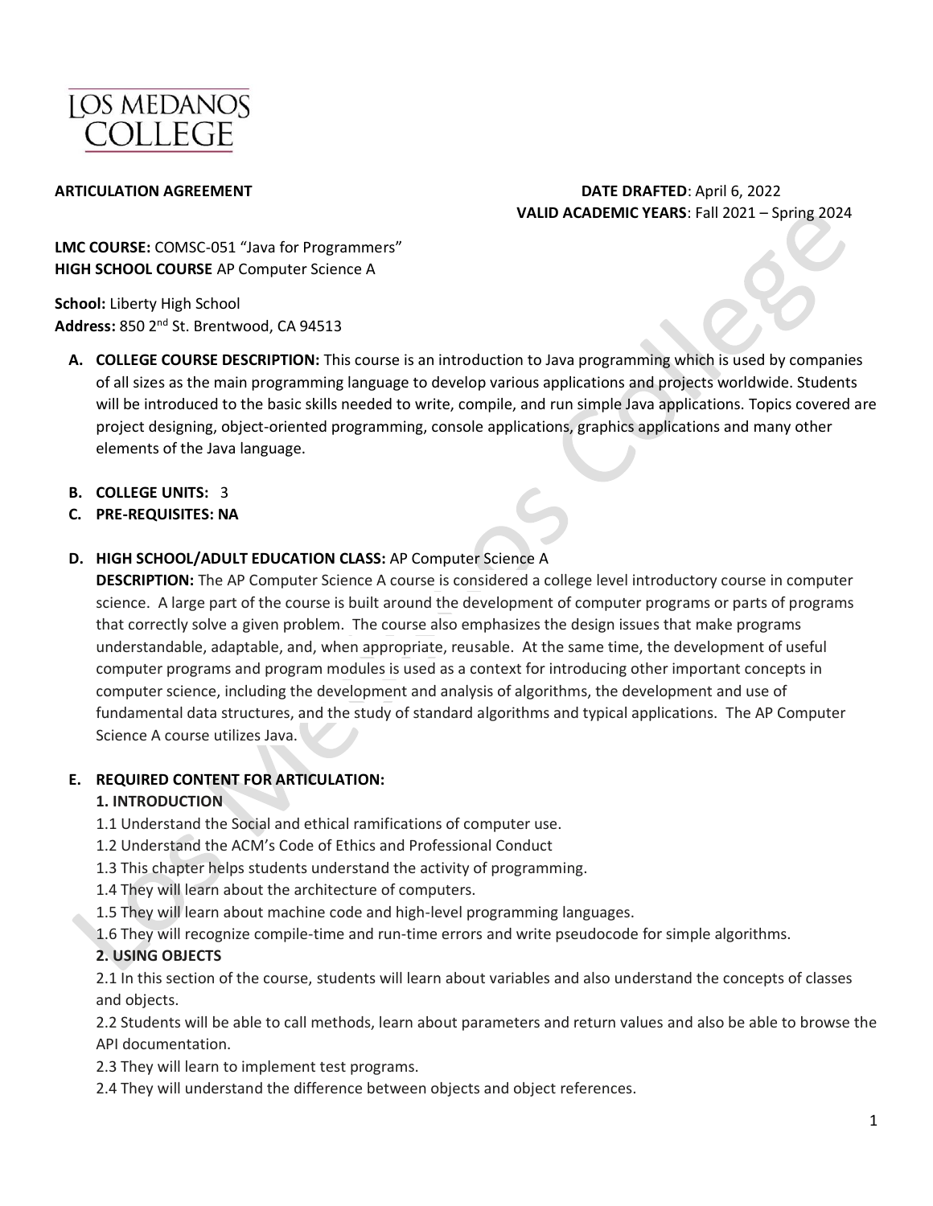LOS MEDANOS COLLEGE

**ARTICULATION AGREEMENT**

**DATE DRAFTED**: April 6, 2022
**VALID ACADEMIC YEARS**: Fall 2021 – Spring 2024

**LMC COURSE:** COMSC-051 "Java for Programmers"
**HIGH SCHOOL COURSE** AP Computer Science A

**School:** Liberty High School
**Address:** 850 2nd St. Brentwood, CA 94513

A. **COLLEGE COURSE DESCRIPTION:** This course is an introduction to Java programming which is used by companies of all sizes as the main programming language to develop various applications and projects worldwide. Students will be introduced to the basic skills needed to write, compile, and run simple Java applications. Topics covered are project designing, object-oriented programming, console applications, graphics applications and many other elements of the Java language.

B. **COLLEGE UNITS:** 3

C. **PRE-REQUISITES: NA**

D. **HIGH SCHOOL/ADULT EDUCATION CLASS:** AP Computer Science A
   **DESCRIPTION:** The AP Computer Science A course is considered a college level introductory course in computer science. A large part of the course is built around the development of computer programs or parts of programs that correctly solve a given problem. The course also emphasizes the design issues that make programs understandable, adaptable, and, when appropriate, reusable. At the same time, the development of useful computer programs and program modules is used as a context for introducing other important concepts in computer science, including the development and analysis of algorithms, the development and use of fundamental data structures, and the study of standard algorithms and typical applications. The AP Computer Science A course utilizes Java.

E. **REQUIRED CONTENT FOR ARTICULATION:**

   **1. INTRODUCTION**
   1.1 Understand the Social and ethical ramifications of computer use.
   1.2 Understand the ACM's Code of Ethics and Professional Conduct
   1.3 This chapter helps students understand the activity of programming.
   1.4 They will learn about the architecture of computers.
   1.5 They will learn about machine code and high-level programming languages.
   1.6 They will recognize compile-time and run-time errors and write pseudocode for simple algorithms.

   **2. USING OBJECTS**
   2.1 In this section of the course, students will learn about variables and also understand the concepts of classes and objects.
   2.2 Students will be able to call methods, learn about parameters and return values and also be able to browse the API documentation.
   2.3 They will learn to implement test programs.
   2.4 They will understand the difference between objects and object references.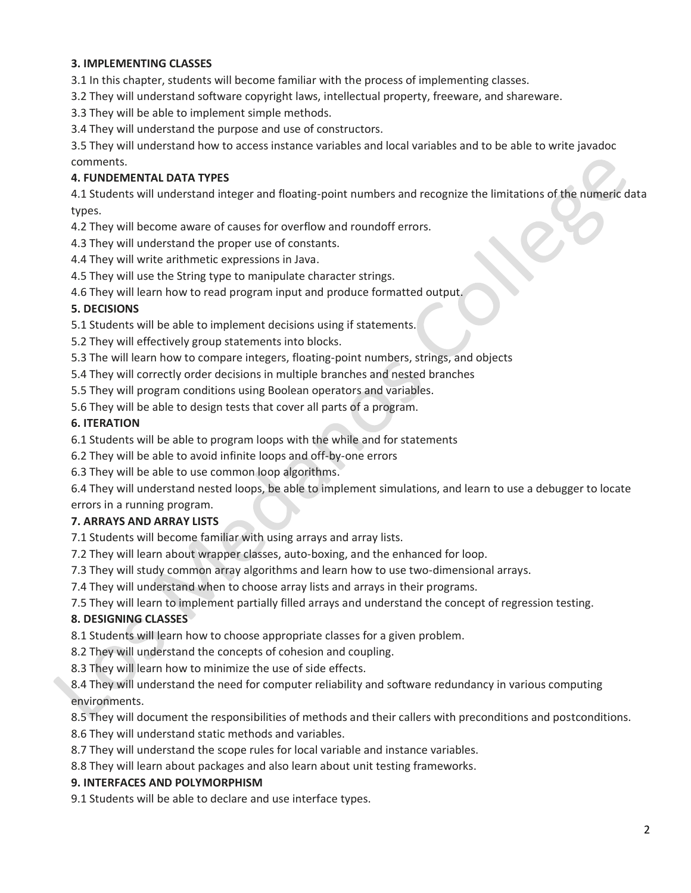**3. IMPLEMENTING CLASSES**

3.1 In this chapter, students will become familiar with the process of implementing classes.

3.2 They will understand software copyright laws, intellectual property, freeware, and shareware.

3.3 They will be able to implement simple methods.

3.4 They will understand the purpose and use of constructors.

3.5 They will understand how to access instance variables and local variables and to be able to write javadoc comments.

**4. FUNDEMENTAL DATA TYPES**

4.1 Students will understand integer and floating-point numbers and recognize the limitations of the numeric data types.

4.2 They will become aware of causes for overflow and roundoff errors.

4.3 They will understand the proper use of constants.

4.4 They will write arithmetic expressions in Java.

4.5 They will use the String type to manipulate character strings.

4.6 They will learn how to read program input and produce formatted output.

**5. DECISIONS**

5.1 Students will be able to implement decisions using if statements.

5.2 They will effectively group statements into blocks.

5.3 The will learn how to compare integers, floating-point numbers, strings, and objects

5.4 They will correctly order decisions in multiple branches and nested branches

5.5 They will program conditions using Boolean operators and variables.

5.6 They will be able to design tests that cover all parts of a program.

**6. ITERATION**

6.1 Students will be able to program loops with the while and for statements

6.2 They will be able to avoid infinite loops and off-by-one errors

6.3 They will be able to use common loop algorithms.

6.4 They will understand nested loops, be able to implement simulations, and learn to use a debugger to locate errors in a running program.

**7. ARRAYS AND ARRAY LISTS**

7.1 Students will become familiar with using arrays and array lists.

7.2 They will learn about wrapper classes, auto-boxing, and the enhanced for loop.

7.3 They will study common array algorithms and learn how to use two-dimensional arrays.

7.4 They will understand when to choose array lists and arrays in their programs.

7.5 They will learn to implement partially filled arrays and understand the concept of regression testing.

**8. DESIGNING CLASSES**

8.1 Students will learn how to choose appropriate classes for a given problem.

8.2 They will understand the concepts of cohesion and coupling.

8.3 They will learn how to minimize the use of side effects.

8.4 They will understand the need for computer reliability and software redundancy in various computing environments.

8.5 They will document the responsibilities of methods and their callers with preconditions and postconditions.

8.6 They will understand static methods and variables.

8.7 They will understand the scope rules for local variable and instance variables.

8.8 They will learn about packages and also learn about unit testing frameworks.

**9. INTERFACES AND POLYMORPHISM**

9.1 Students will be able to declare and use interface types.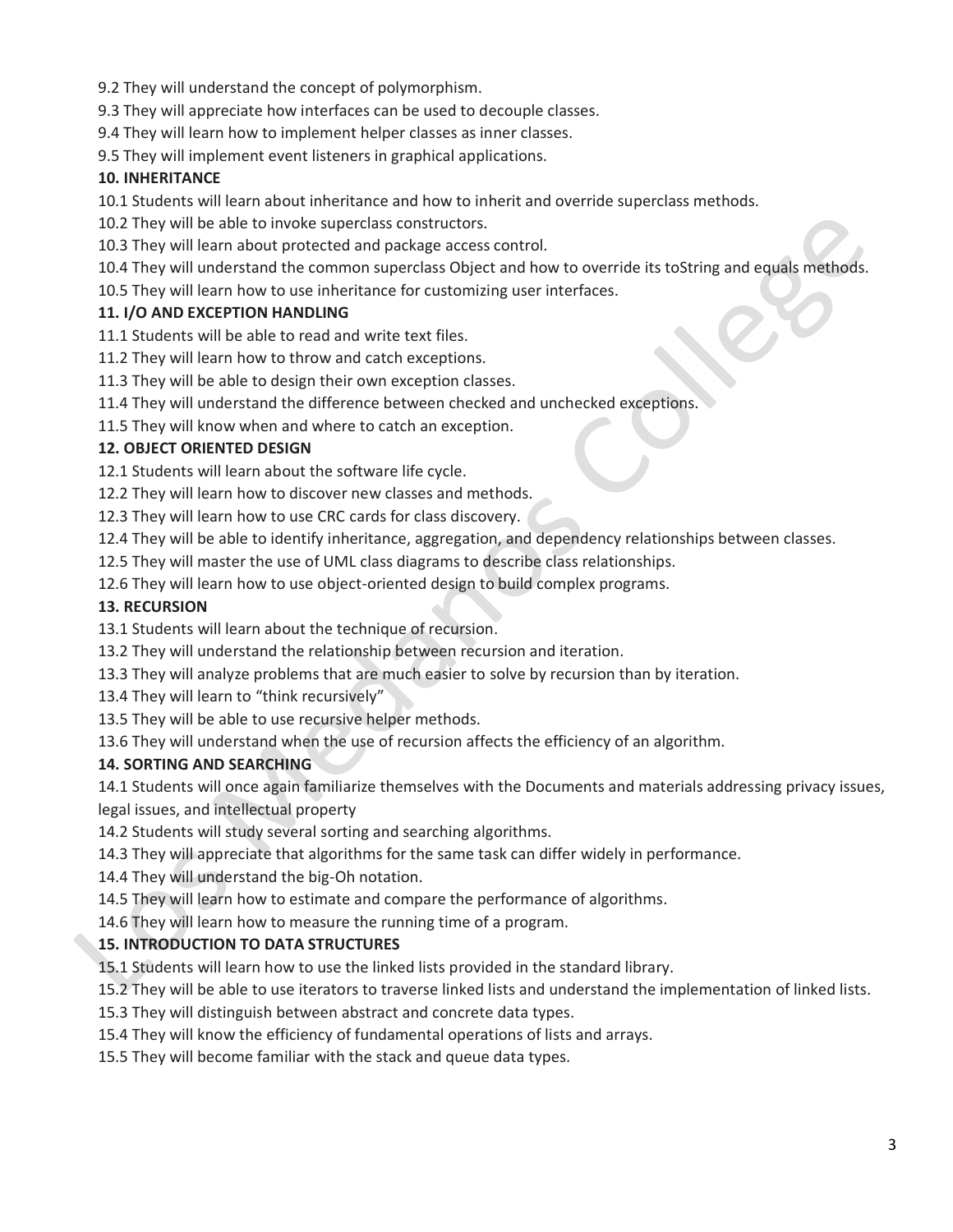9.2 They will understand the concept of polymorphism.

9.3 They will appreciate how interfaces can be used to decouple classes.

9.4 They will learn how to implement helper classes as inner classes.

9.5 They will implement event listeners in graphical applications.

**10. INHERITANCE**

10.1 Students will learn about inheritance and how to inherit and override superclass methods.

10.2 They will be able to invoke superclass constructors.

10.3 They will learn about protected and package access control.

10.4 They will understand the common superclass Object and how to override its toString and equals methods.

10.5 They will learn how to use inheritance for customizing user interfaces.

**11. I/O AND EXCEPTION HANDLING**

11.1 Students will be able to read and write text files.

11.2 They will learn how to throw and catch exceptions.

11.3 They will be able to design their own exception classes.

11.4 They will understand the difference between checked and unchecked exceptions.

11.5 They will know when and where to catch an exception.

**12. OBJECT ORIENTED DESIGN**

12.1 Students will learn about the software life cycle.

12.2 They will learn how to discover new classes and methods.

12.3 They will learn how to use CRC cards for class discovery.

12.4 They will be able to identify inheritance, aggregation, and dependency relationships between classes.

12.5 They will master the use of UML class diagrams to describe class relationships.

12.6 They will learn how to use object-oriented design to build complex programs.

**13. RECURSION**

13.1 Students will learn about the technique of recursion.

13.2 They will understand the relationship between recursion and iteration.

13.3 They will analyze problems that are much easier to solve by recursion than by iteration.

13.4 They will learn to "think recursively"

13.5 They will be able to use recursive helper methods.

13.6 They will understand when the use of recursion affects the efficiency of an algorithm.

**14. SORTING AND SEARCHING**

14.1 Students will once again familiarize themselves with the Documents and materials addressing privacy issues, legal issues, and intellectual property

14.2 Students will study several sorting and searching algorithms.

14.3 They will appreciate that algorithms for the same task can differ widely in performance.

14.4 They will understand the big-Oh notation.

14.5 They will learn how to estimate and compare the performance of algorithms.

14.6 They will learn how to measure the running time of a program.

**15. INTRODUCTION TO DATA STRUCTURES**

15.1 Students will learn how to use the linked lists provided in the standard library.

15.2 They will be able to use iterators to traverse linked lists and understand the implementation of linked lists.

15.3 They will distinguish between abstract and concrete data types.

15.4 They will know the efficiency of fundamental operations of lists and arrays.

15.5 They will become familiar with the stack and queue data types.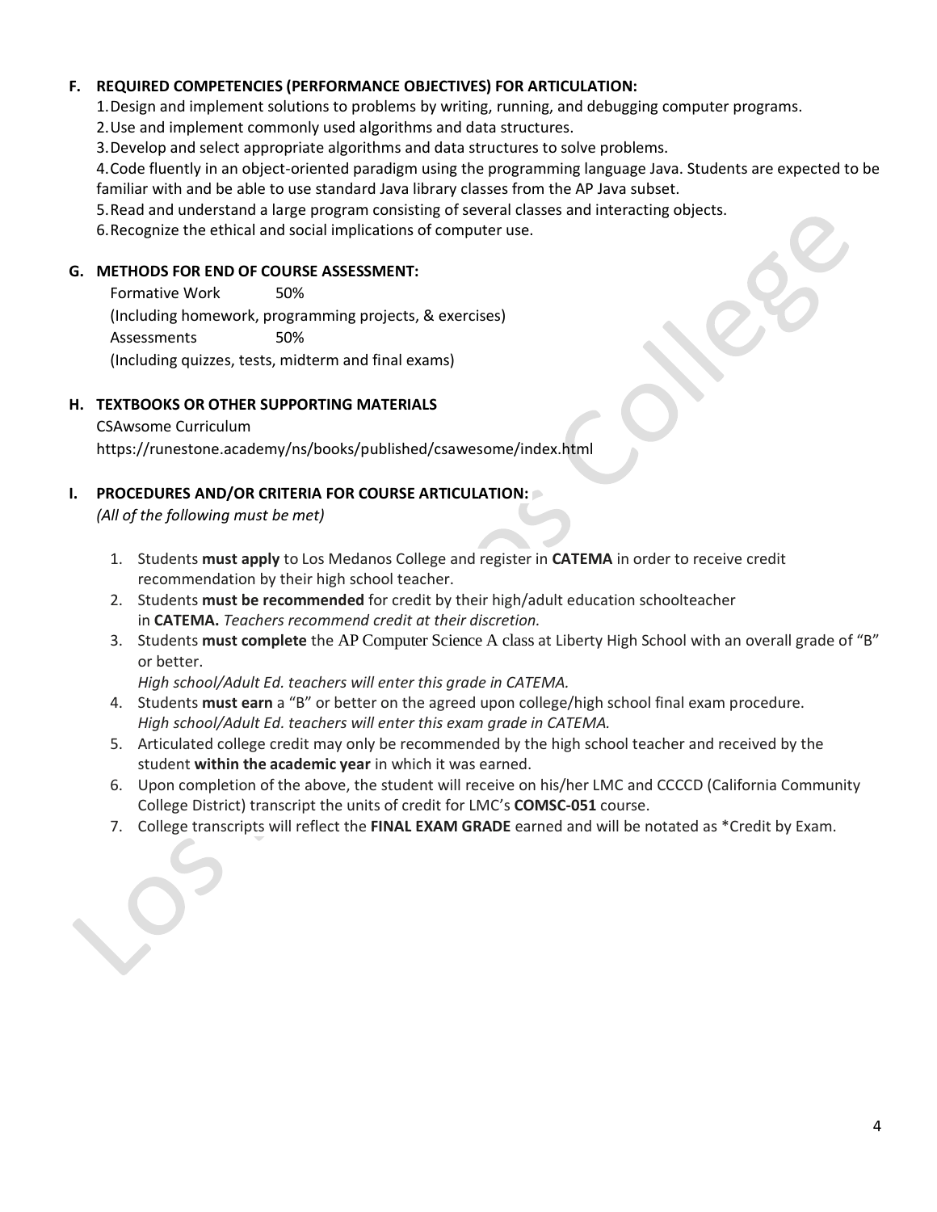### F. REQUIRED COMPETENCIES (PERFORMANCE OBJECTIVES) FOR ARTICULATION:

1. Design and implement solutions to problems by writing, running, and debugging computer programs.
2. Use and implement commonly used algorithms and data structures.
3. Develop and select appropriate algorithms and data structures to solve problems.
4. Code fluently in an object-oriented paradigm using the programming language Java. Students are expected to be familiar with and be able to use standard Java library classes from the AP Java subset.
5. Read and understand a large program consisting of several classes and interacting objects.
6. Recognize the ethical and social implications of computer use.

### G. METHODS FOR END OF COURSE ASSESSMENT:

Formative Work 50%
(Including homework, programming projects, & exercises)
Assessments 50%
(Including quizzes, tests, midterm and final exams)

### H. TEXTBOOKS OR OTHER SUPPORTING MATERIALS

CSAwsome Curriculum
https://runestone.academy/ns/books/published/csawesome/index.html

### I. PROCEDURES AND/OR CRITERIA FOR COURSE ARTICULATION:

*(All of the following must be met)*

1. Students **must apply** to Los Medanos College and register in **CATEMA** in order to receive credit recommendation by their high school teacher.
2. Students **must be recommended** for credit by their high/adult education schoolteacher in **CATEMA.** *Teachers recommend credit at their discretion.*
3. Students **must complete** the AP Computer Science A class at Liberty High School with an overall grade of "B" or better.
   *High school/Adult Ed. teachers will enter this grade in CATEMA.*
4. Students **must earn** a "B" or better on the agreed upon college/high school final exam procedure.
   *High school/Adult Ed. teachers will enter this exam grade in CATEMA.*
5. Articulated college credit may only be recommended by the high school teacher and received by the student **within the academic year** in which it was earned.
6. Upon completion of the above, the student will receive on his/her LMC and CCCCD (California Community College District) transcript the units of credit for LMC's **COMSC-051** course.
7. College transcripts will reflect the **FINAL EXAM GRADE** earned and will be notated as *Credit by Exam.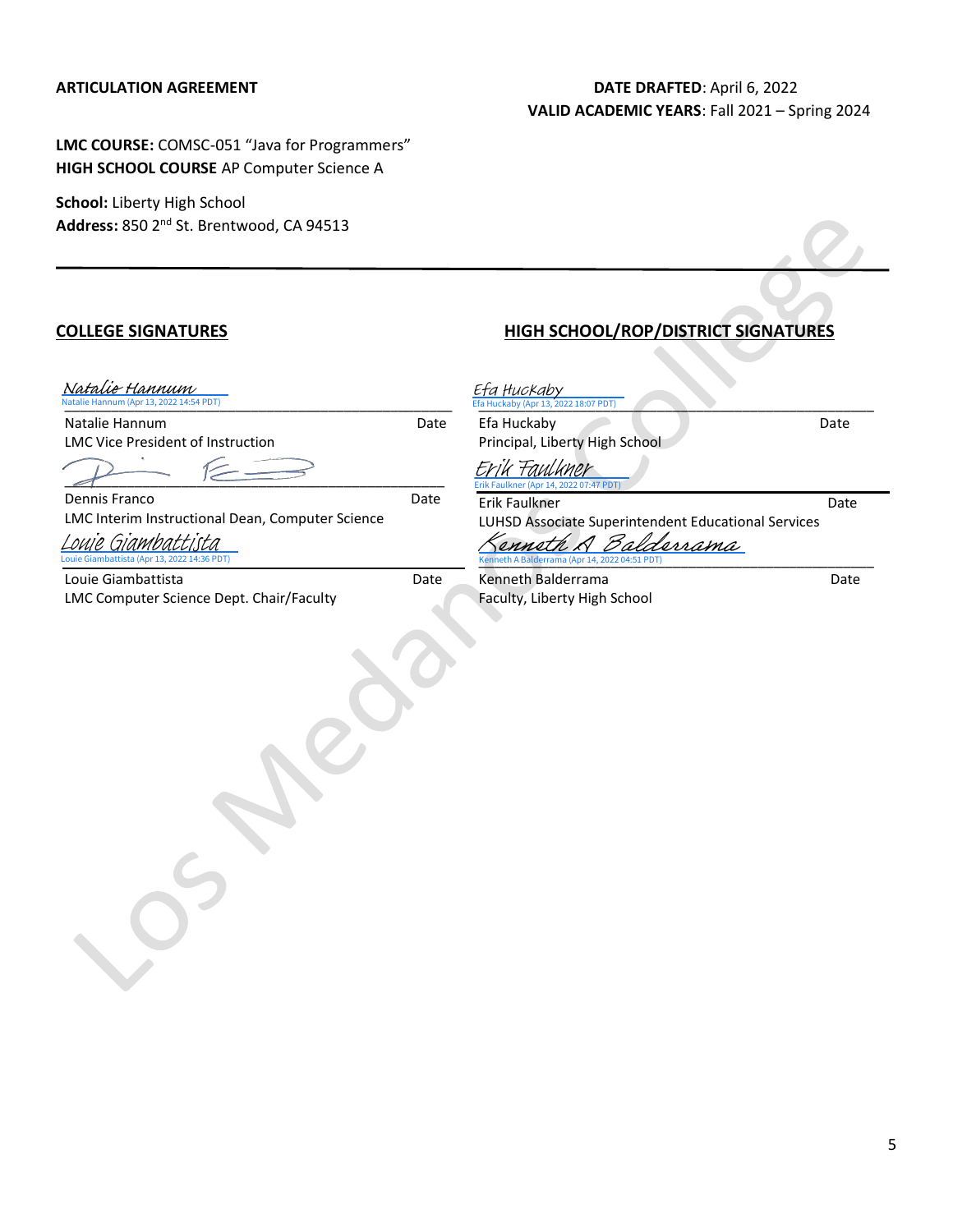**ARTICULATION AGREEMENT**

**DATE DRAFTED**: April 6, 2022
**VALID ACADEMIC YEARS**: Fall 2021 – Spring 2024

**LMC COURSE:** COMSC-051 "Java for Programmers"
**HIGH SCHOOL COURSE** AP Computer Science A

**School:** Liberty High School
**Address:** 850 2nd St. Brentwood, CA 94513

---

## COLLEGE SIGNATURES

Natalie Hannum
Natalie Hannum (Apr 13, 2022 14:54 PDT)

Natalie Hannum — Date
LMC Vice President of Instruction

Dennis Franco — Date
LMC Interim Instructional Dean, Computer Science

Louie Giambattista
Louie Giambattista (Apr 13, 2022 14:36 PDT)

Louie Giambattista — Date
LMC Computer Science Dept. Chair/Faculty

## HIGH SCHOOL/ROP/DISTRICT SIGNATURES

Efa Huckaby
Efa Huckaby (Apr 13, 2022 18:07 PDT)

Efa Huckaby — Date
Principal, Liberty High School

Erik Faulkner
Erik Faulkner (Apr 14, 2022 07:47 PDT)

Erik Faulkner — Date
LUHSD Associate Superintendent Educational Services

Kenneth A Balderrama
Kenneth A Balderrama (Apr 14, 2022 04:51 PDT)

Kenneth Balderrama — Date
Faculty, Liberty High School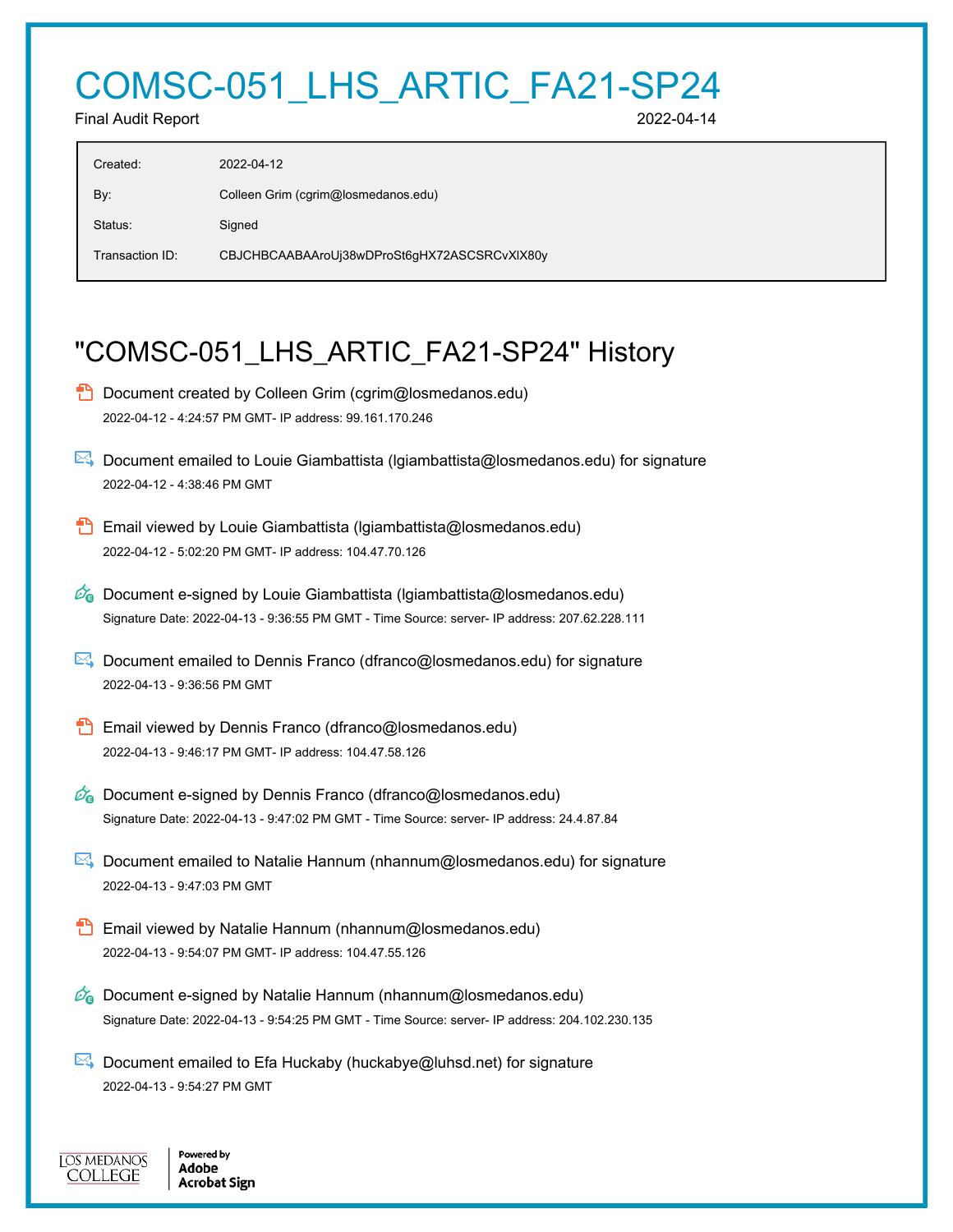# COMSC-051_LHS_ARTIC_FA21-SP24

Final Audit Report 2022-04-14

| | |
|---|---|
| Created: | 2022-04-12 |
| By: | Colleen Grim (cgrim@losmedanos.edu) |
| Status: | Signed |
| Transaction ID: | CBJCHBCAABAAroUj38wDProSt6gHX72ASCSRCvXlX80y |

## "COMSC-051_LHS_ARTIC_FA21-SP24" History

Document created by Colleen Grim (cgrim@losmedanos.edu)
2022-04-12 - 4:24:57 PM GMT- IP address: 99.161.170.246

Document emailed to Louie Giambattista (lgiambattista@losmedanos.edu) for signature
2022-04-12 - 4:38:46 PM GMT

Email viewed by Louie Giambattista (lgiambattista@losmedanos.edu)
2022-04-12 - 5:02:20 PM GMT- IP address: 104.47.70.126

Document e-signed by Louie Giambattista (lgiambattista@losmedanos.edu)
Signature Date: 2022-04-13 - 9:36:55 PM GMT - Time Source: server- IP address: 207.62.228.111

Document emailed to Dennis Franco (dfranco@losmedanos.edu) for signature
2022-04-13 - 9:36:56 PM GMT

Email viewed by Dennis Franco (dfranco@losmedanos.edu)
2022-04-13 - 9:46:17 PM GMT- IP address: 104.47.58.126

Document e-signed by Dennis Franco (dfranco@losmedanos.edu)
Signature Date: 2022-04-13 - 9:47:02 PM GMT - Time Source: server- IP address: 24.4.87.84

Document emailed to Natalie Hannum (nhannum@losmedanos.edu) for signature
2022-04-13 - 9:47:03 PM GMT

Email viewed by Natalie Hannum (nhannum@losmedanos.edu)
2022-04-13 - 9:54:07 PM GMT- IP address: 104.47.55.126

Document e-signed by Natalie Hannum (nhannum@losmedanos.edu)
Signature Date: 2022-04-13 - 9:54:25 PM GMT - Time Source: server- IP address: 204.102.230.135

Document emailed to Efa Huckaby (huckabye@luhsd.net) for signature
2022-04-13 - 9:54:27 PM GMT

LOS MEDANOS COLLEGE | Powered by Adobe Acrobat Sign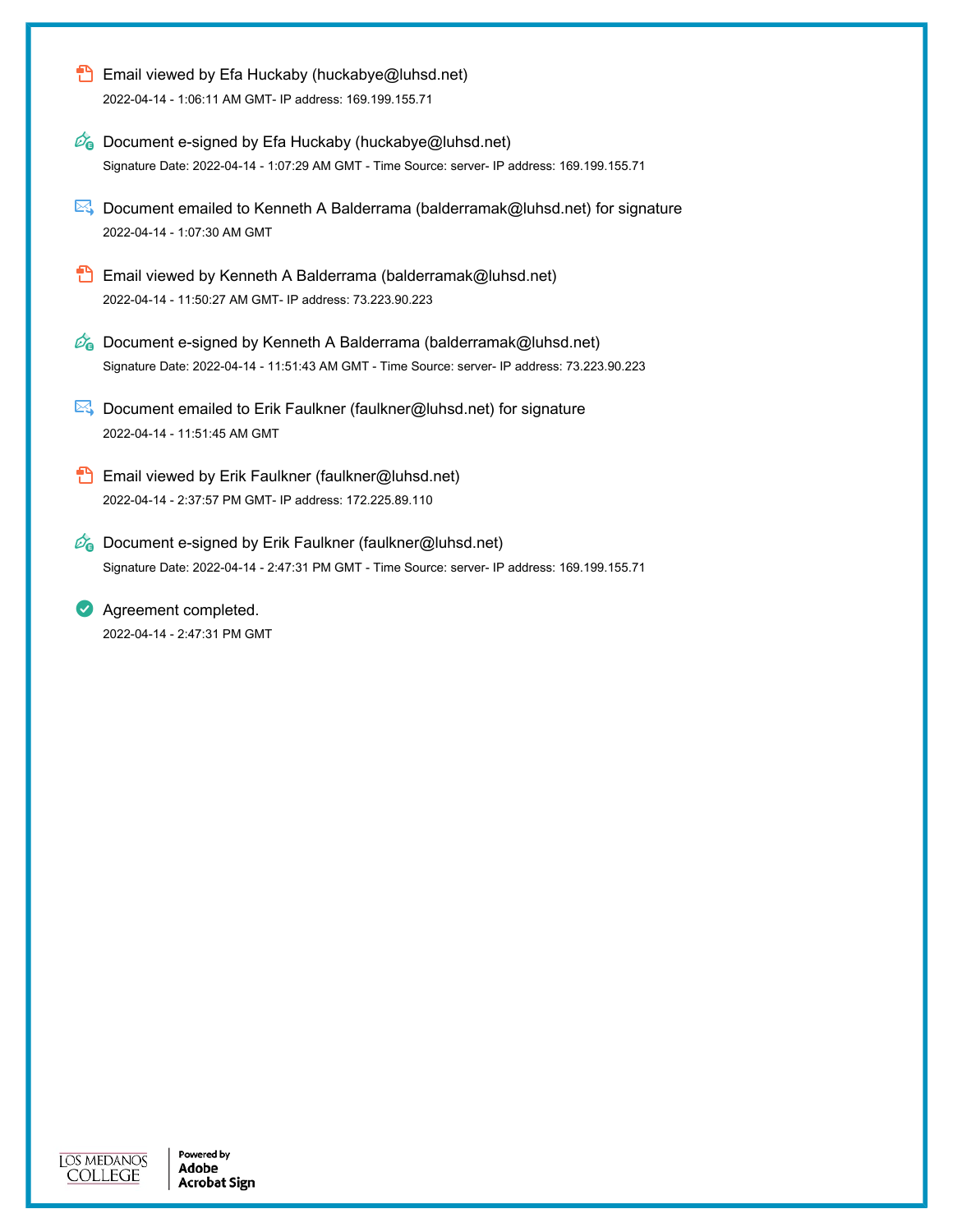Email viewed by Efa Huckaby (huckabye@luhsd.net)

2022-04-14 - 1:06:11 AM GMT- IP address: 169.199.155.71

Document e-signed by Efa Huckaby (huckabye@luhsd.net)

Signature Date: 2022-04-14 - 1:07:29 AM GMT - Time Source: server- IP address: 169.199.155.71

Document emailed to Kenneth A Balderrama (balderramak@luhsd.net) for signature

2022-04-14 - 1:07:30 AM GMT

Email viewed by Kenneth A Balderrama (balderramak@luhsd.net)

2022-04-14 - 11:50:27 AM GMT- IP address: 73.223.90.223

Document e-signed by Kenneth A Balderrama (balderramak@luhsd.net)

Signature Date: 2022-04-14 - 11:51:43 AM GMT - Time Source: server- IP address: 73.223.90.223

Document emailed to Erik Faulkner (faulkner@luhsd.net) for signature

2022-04-14 - 11:51:45 AM GMT

Email viewed by Erik Faulkner (faulkner@luhsd.net)

2022-04-14 - 2:37:57 PM GMT- IP address: 172.225.89.110

Document e-signed by Erik Faulkner (faulkner@luhsd.net)

Signature Date: 2022-04-14 - 2:47:31 PM GMT - Time Source: server- IP address: 169.199.155.71

Agreement completed.

2022-04-14 - 2:47:31 PM GMT